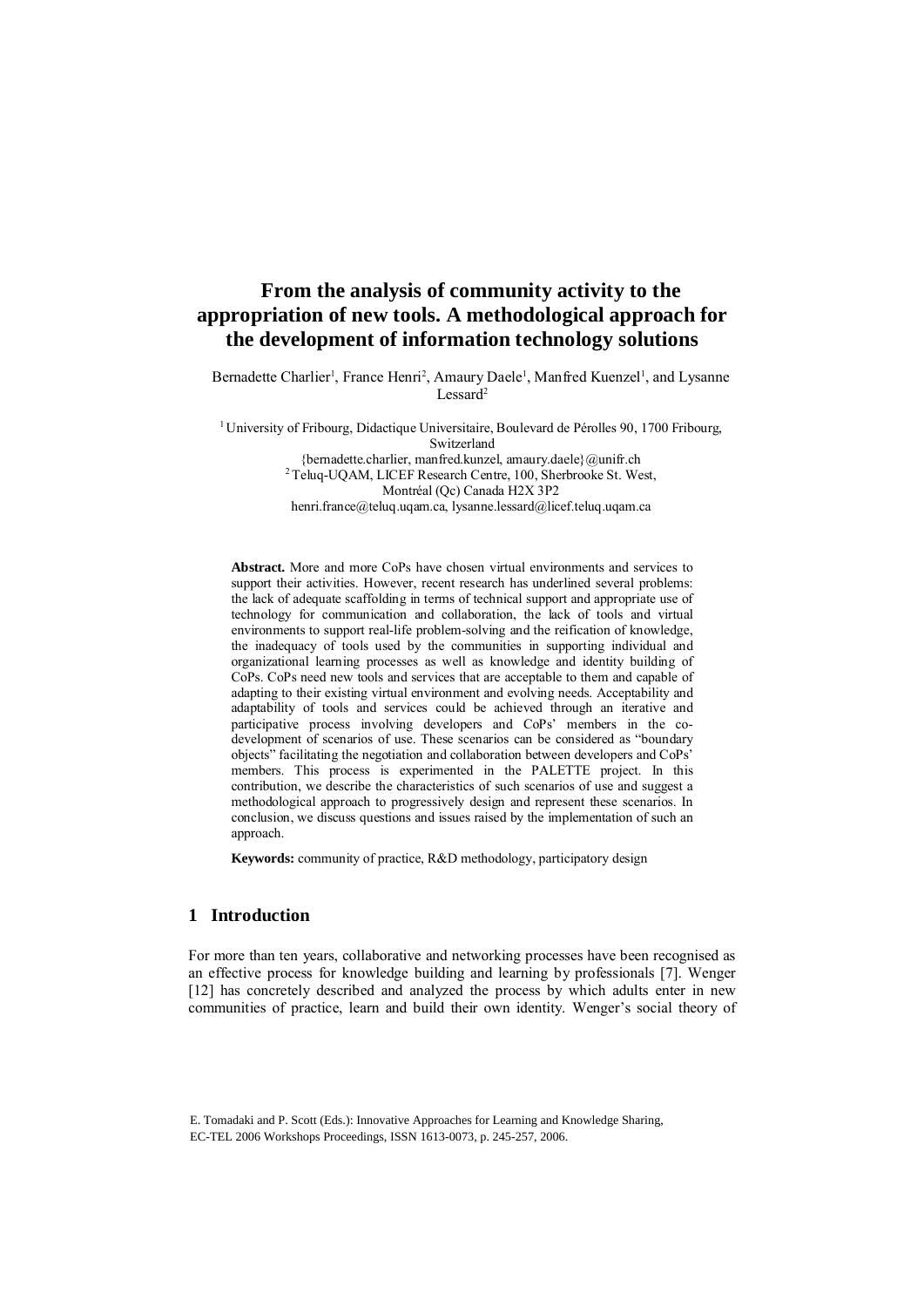# From the analysis of community activity to the appropriation of new tools. A methodological approach for the development of information technology solutions

Bernadette Charlier[1], France Henri[2], Amaury Daele[1], Manfred Kuenzel[1], and Lysanne Lessard[2]

[1] University of Fribourg, Didactique Universitaire, Boulevard de Pérolles 90, 1700 Fribourg, Switzerland
{bernadette.charlier, manfred.kunzel, amaury.daele}@unifr.ch
[2] Teluq-UQAM, LICEF Research Centre, 100, Sherbrooke St. West, Montréal (Qc) Canada H2X 3P2
henri.france@teluq.uqam.ca, lysanne.lessard@licef.teluq.uqam.ca

**Abstract.** More and more CoPs have chosen virtual environments and services to support their activities. However, recent research has underlined several problems: the lack of adequate scaffolding in terms of technical support and appropriate use of technology for communication and collaboration, the lack of tools and virtual environments to support real-life problem-solving and the reification of knowledge, the inadequacy of tools used by the communities in supporting individual and organizational learning processes as well as knowledge and identity building of CoPs. CoPs need new tools and services that are acceptable to them and capable of adapting to their existing virtual environment and evolving needs. Acceptability and adaptability of tools and services could be achieved through an iterative and participative process involving developers and CoPs' members in the co-development of scenarios of use. These scenarios can be considered as "boundary objects" facilitating the negotiation and collaboration between developers and CoPs' members. This process is experimented in the PALETTE project. In this contribution, we describe the characteristics of such scenarios of use and suggest a methodological approach to progressively design and represent these scenarios. In conclusion, we discuss questions and issues raised by the implementation of such an approach.

**Keywords:** community of practice, R&D methodology, participatory design

## 1 Introduction

For more than ten years, collaborative and networking processes have been recognised as an effective process for knowledge building and learning by professionals [7]. Wenger [12] has concretely described and analyzed the process by which adults enter in new communities of practice, learn and build their own identity. Wenger's social theory of

E. Tomadaki and P. Scott (Eds.): Innovative Approaches for Learning and Knowledge Sharing, EC-TEL 2006 Workshops Proceedings, ISSN 1613-0073, p. 245-257, 2006.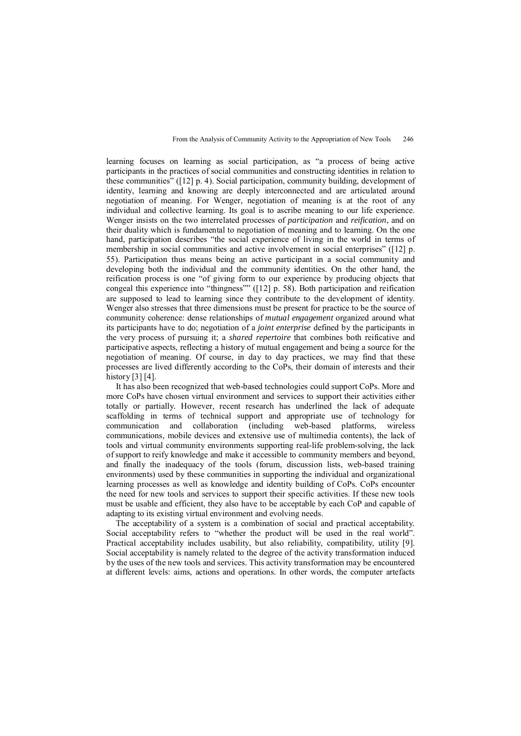learning focuses on learning as social participation, as "a process of being active participants in the practices of social communities and constructing identities in relation to these communities" ([12] p. 4). Social participation, community building, development of identity, learning and knowing are deeply interconnected and are articulated around negotiation of meaning. For Wenger, negotiation of meaning is at the root of any individual and collective learning. Its goal is to ascribe meaning to our life experience. Wenger insists on the two interrelated processes of *participation* and *reification*, and on their duality which is fundamental to negotiation of meaning and to learning. On the one hand, participation describes "the social experience of living in the world in terms of membership in social communities and active involvement in social enterprises" ([12] p. 55). Participation thus means being an active participant in a social community and developing both the individual and the community identities. On the other hand, the reification process is one "of giving form to our experience by producing objects that congeal this experience into "thingness"" ([12] p. 58). Both participation and reification are supposed to lead to learning since they contribute to the development of identity. Wenger also stresses that three dimensions must be present for practice to be the source of community coherence: dense relationships of *mutual engagement* organized around what its participants have to do; negotiation of a *joint enterprise* defined by the participants in the very process of pursuing it; a *shared repertoire* that combines both reificative and participative aspects, reflecting a history of mutual engagement and being a source for the negotiation of meaning. Of course, in day to day practices, we may find that these processes are lived differently according to the CoPs, their domain of interests and their history [3] [4].

It has also been recognized that web-based technologies could support CoPs. More and more CoPs have chosen virtual environment and services to support their activities either totally or partially. However, recent research has underlined the lack of adequate scaffolding in terms of technical support and appropriate use of technology for communication and collaboration (including web-based platforms, wireless communications, mobile devices and extensive use of multimedia contents), the lack of tools and virtual community environments supporting real-life problem-solving, the lack of support to reify knowledge and make it accessible to community members and beyond, and finally the inadequacy of the tools (forum, discussion lists, web-based training environments) used by these communities in supporting the individual and organizational learning processes as well as knowledge and identity building of CoPs. CoPs encounter the need for new tools and services to support their specific activities. If these new tools must be usable and efficient, they also have to be acceptable by each CoP and capable of adapting to its existing virtual environment and evolving needs.

The acceptability of a system is a combination of social and practical acceptability. Social acceptability refers to "whether the product will be used in the real world". Practical acceptability includes usability, but also reliability, compatibility, utility [9]. Social acceptability is namely related to the degree of the activity transformation induced by the uses of the new tools and services. This activity transformation may be encountered at different levels: aims, actions and operations. In other words, the computer artefacts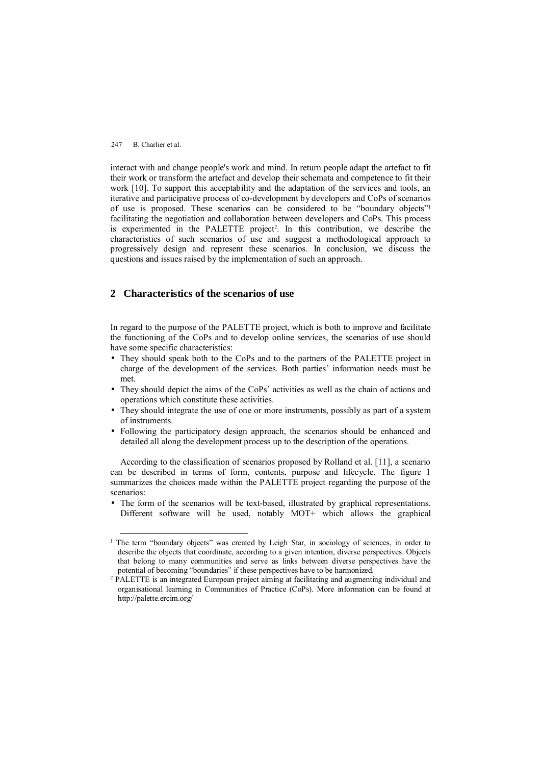interact with and change people's work and mind. In return people adapt the artefact to fit their work or transform the artefact and develop their schemata and competence to fit their work [10]. To support this acceptability and the adaptation of the services and tools, an iterative and participative process of co-development by developers and CoPs of scenarios of use is proposed. These scenarios can be considered to be "boundary objects"[1] facilitating the negotiation and collaboration between developers and CoPs. This process is experimented in the PALETTE project[2]. In this contribution, we describe the characteristics of such scenarios of use and suggest a methodological approach to progressively design and represent these scenarios. In conclusion, we discuss the questions and issues raised by the implementation of such an approach.

## 2 Characteristics of the scenarios of use

In regard to the purpose of the PALETTE project, which is both to improve and facilitate the functioning of the CoPs and to develop online services, the scenarios of use should have some specific characteristics:

- They should speak both to the CoPs and to the partners of the PALETTE project in charge of the development of the services. Both parties' information needs must be met.
- They should depict the aims of the CoPs' activities as well as the chain of actions and operations which constitute these activities.
- They should integrate the use of one or more instruments, possibly as part of a system of instruments.
- Following the participatory design approach, the scenarios should be enhanced and detailed all along the development process up to the description of the operations.

According to the classification of scenarios proposed by Rolland et al. [11], a scenario can be described in terms of form, contents, purpose and lifecycle. The figure 1 summarizes the choices made within the PALETTE project regarding the purpose of the scenarios:

- The form of the scenarios will be text-based, illustrated by graphical representations. Different software will be used, notably MOT+ which allows the graphical

---

[1] The term "boundary objects" was created by Leigh Star, in sociology of sciences, in order to describe the objects that coordinate, according to a given intention, diverse perspectives. Objects that belong to many communities and serve as links between diverse perspectives have the potential of becoming "boundaries" if these perspectives have to be harmonized.

[2] PALETTE is an integrated European project aiming at facilitating and augmenting individual and organisational learning in Communities of Practice (CoPs). More information can be found at http://palette.ercim.org/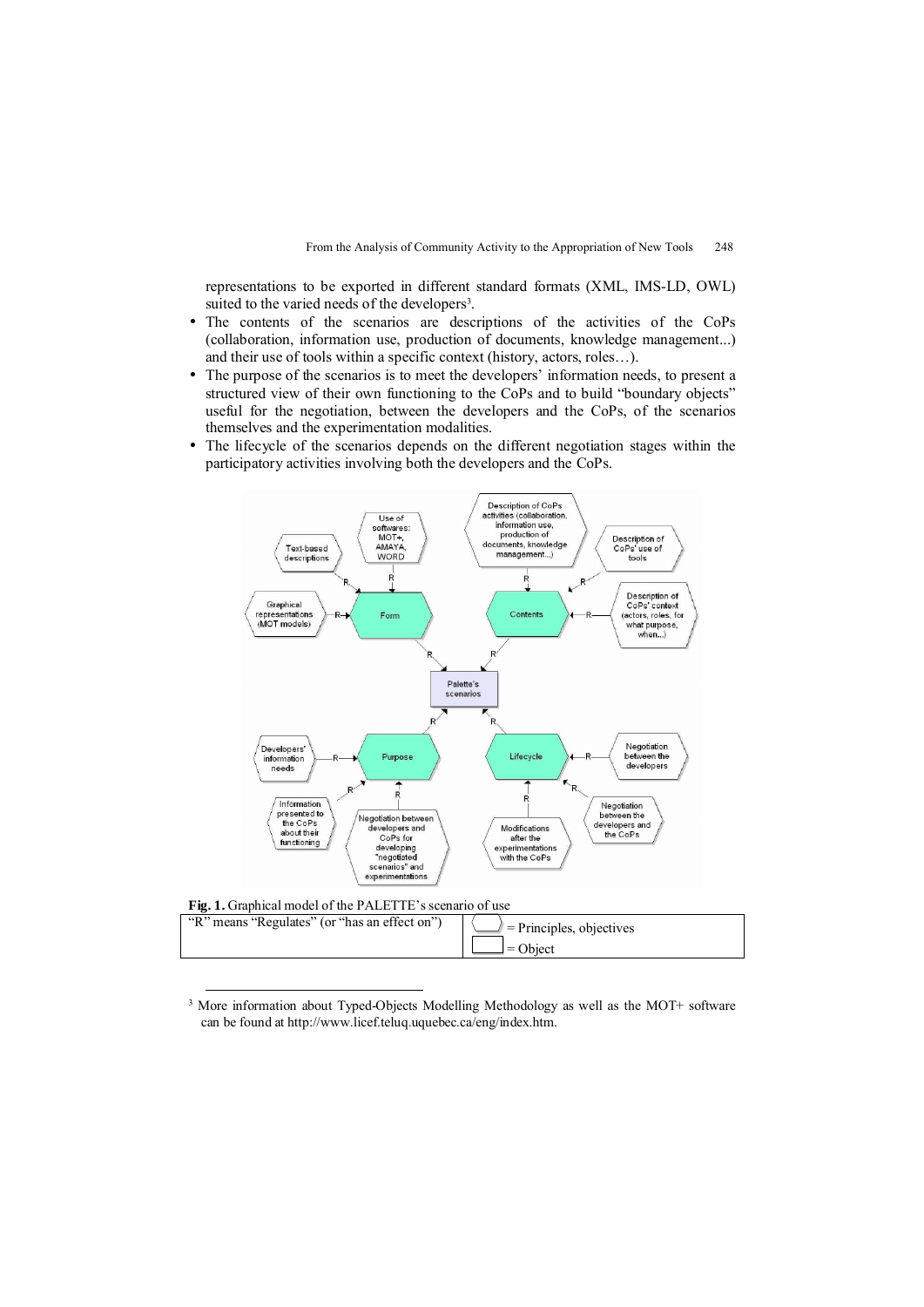representations to be exported in different standard formats (XML, IMS-LD, OWL) suited to the varied needs of the developers[3].

- The contents of the scenarios are descriptions of the activities of the CoPs (collaboration, information use, production of documents, knowledge management...) and their use of tools within a specific context (history, actors, roles…).
- The purpose of the scenarios is to meet the developers' information needs, to present a structured view of their own functioning to the CoPs and to build "boundary objects" useful for the negotiation, between the developers and the CoPs, of the scenarios themselves and the experimentation modalities.
- The lifecycle of the scenarios depends on the different negotiation stages within the participatory activities involving both the developers and the CoPs.

**Fig. 1.** Graphical model of the PALETTE's scenario of use

| "R" means "Regulates" (or "has an effect on") | = Principles, objectives |
|---|---|
| | = Object |

[3] More information about Typed-Objects Modelling Methodology as well as the MOT+ software can be found at http://www.licef.teluq.uquebec.ca/eng/index.htm.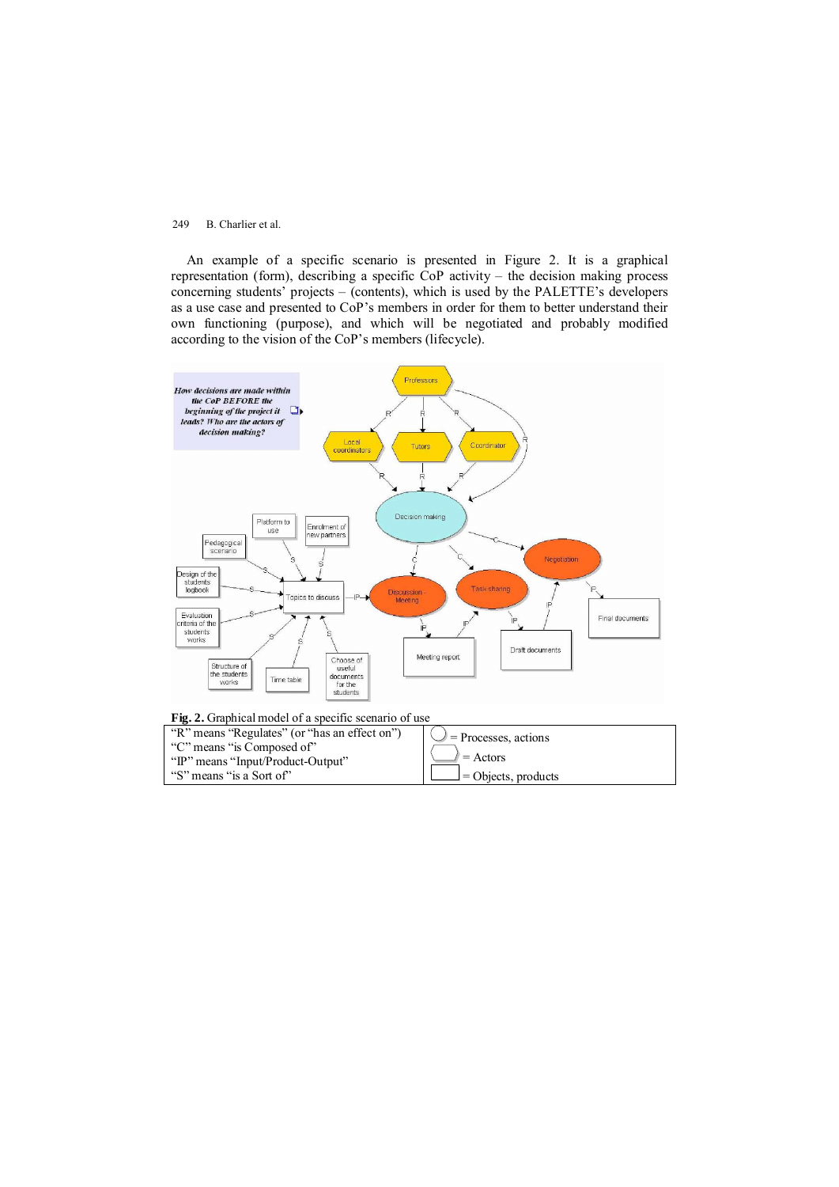An example of a specific scenario is presented in Figure 2. It is a graphical representation (form), describing a specific CoP activity – the decision making process concerning students' projects – (contents), which is used by the PALETTE's developers as a use case and presented to CoP's members in order for them to better understand their own functioning (purpose), and which will be negotiated and probably modified according to the vision of the CoP's members (lifecycle).

**Fig. 2.** Graphical model of a specific scenario of use

| | |
|---|---|
| "R" means "Regulates" (or "has an effect on")<br>"C" means "is Composed of"<br>"IP" means "Input/Product-Output"<br>"S" means "is a Sort of" | (circle) = Processes, actions<br>(hexagon) = Actors<br>(rectangle) = Objects, products |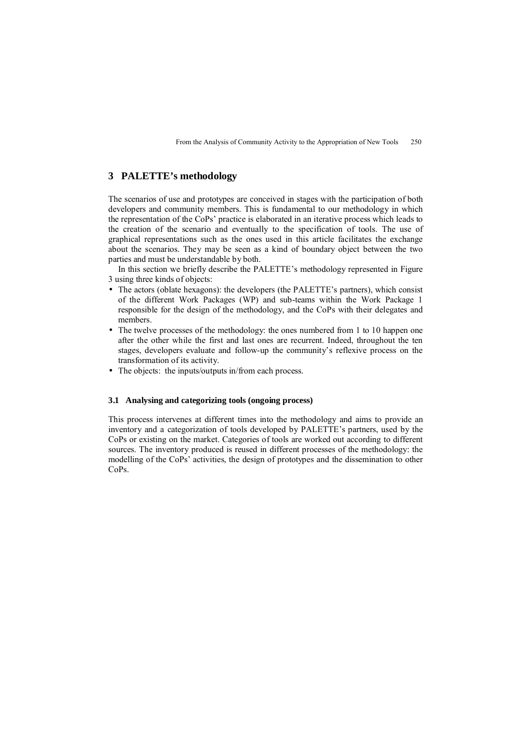## 3 PALETTE's methodology

The scenarios of use and prototypes are conceived in stages with the participation of both developers and community members. This is fundamental to our methodology in which the representation of the CoPs' practice is elaborated in an iterative process which leads to the creation of the scenario and eventually to the specification of tools. The use of graphical representations such as the ones used in this article facilitates the exchange about the scenarios. They may be seen as a kind of boundary object between the two parties and must be understandable by both.

In this section we briefly describe the PALETTE's methodology represented in Figure 3 using three kinds of objects:

- The actors (oblate hexagons): the developers (the PALETTE's partners), which consist of the different Work Packages (WP) and sub-teams within the Work Package 1 responsible for the design of the methodology, and the CoPs with their delegates and members.
- The twelve processes of the methodology: the ones numbered from 1 to 10 happen one after the other while the first and last ones are recurrent. Indeed, throughout the ten stages, developers evaluate and follow-up the community's reflexive process on the transformation of its activity.
- The objects: the inputs/outputs in/from each process.

### 3.1 Analysing and categorizing tools (ongoing process)

This process intervenes at different times into the methodology and aims to provide an inventory and a categorization of tools developed by PALETTE's partners, used by the CoPs or existing on the market. Categories of tools are worked out according to different sources. The inventory produced is reused in different processes of the methodology: the modelling of the CoPs' activities, the design of prototypes and the dissemination to other CoPs.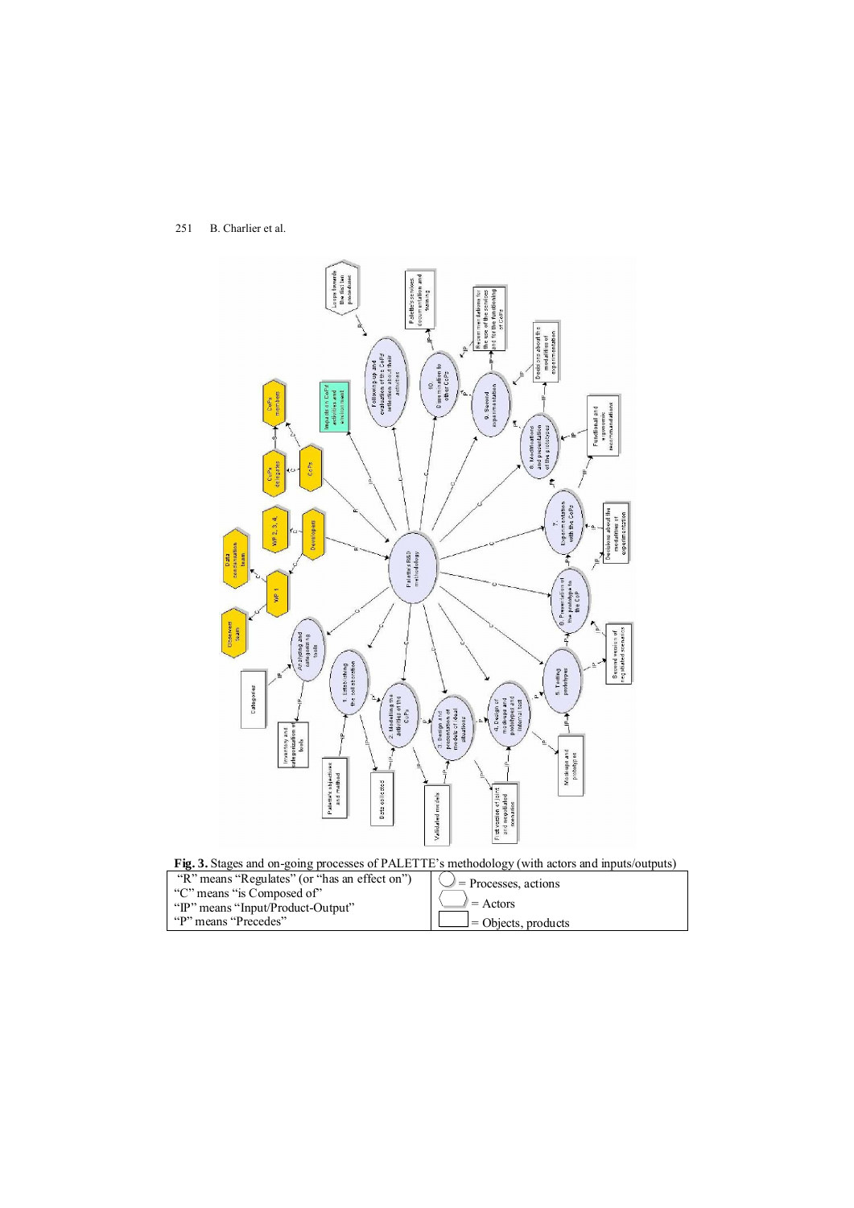**Fig. 3.** Stages and on-going processes of PALETTE's methodology (with actors and inputs/outputs)

| | |
|---|---|
| "R" means "Regulates" (or "has an effect on")<br>"C" means "is Composed of"<br>"IP" means "Input/Product-Output"<br>"P" means "Precedes" | ◯ = Processes, actions<br>⬡ = Actors<br>▭ = Objects, products |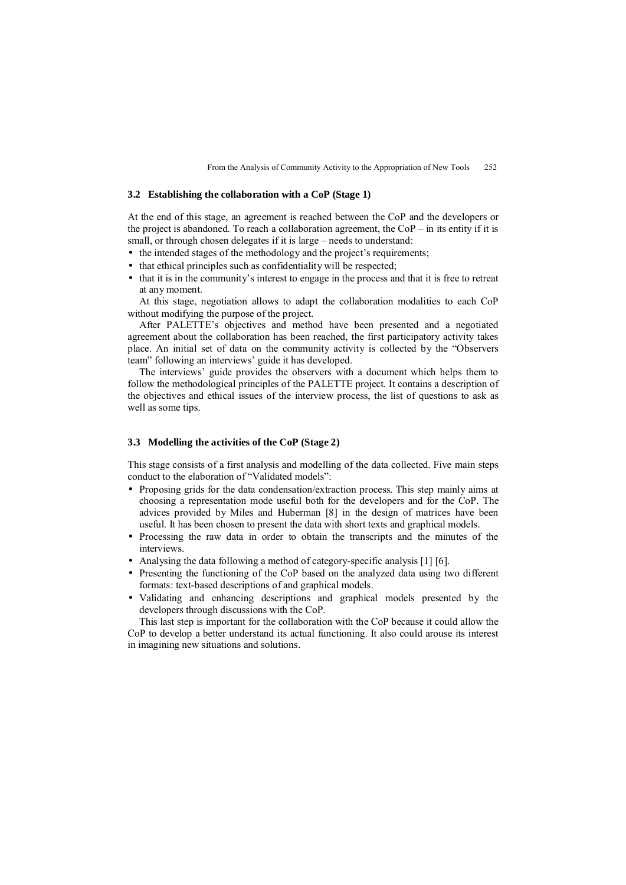### 3.2 Establishing the collaboration with a CoP (Stage 1)

At the end of this stage, an agreement is reached between the CoP and the developers or the project is abandoned. To reach a collaboration agreement, the CoP – in its entity if it is small, or through chosen delegates if it is large – needs to understand:

- the intended stages of the methodology and the project's requirements;
- that ethical principles such as confidentiality will be respected;
- that it is in the community's interest to engage in the process and that it is free to retreat at any moment.

At this stage, negotiation allows to adapt the collaboration modalities to each CoP without modifying the purpose of the project.

After PALETTE's objectives and method have been presented and a negotiated agreement about the collaboration has been reached, the first participatory activity takes place. An initial set of data on the community activity is collected by the "Observers team" following an interviews' guide it has developed.

The interviews' guide provides the observers with a document which helps them to follow the methodological principles of the PALETTE project. It contains a description of the objectives and ethical issues of the interview process, the list of questions to ask as well as some tips.

### 3.3 Modelling the activities of the CoP (Stage 2)

This stage consists of a first analysis and modelling of the data collected. Five main steps conduct to the elaboration of "Validated models":

- Proposing grids for the data condensation/extraction process. This step mainly aims at choosing a representation mode useful both for the developers and for the CoP. The advices provided by Miles and Huberman [8] in the design of matrices have been useful. It has been chosen to present the data with short texts and graphical models.
- Processing the raw data in order to obtain the transcripts and the minutes of the interviews.
- Analysing the data following a method of category-specific analysis [1] [6].
- Presenting the functioning of the CoP based on the analyzed data using two different formats: text-based descriptions of and graphical models.
- Validating and enhancing descriptions and graphical models presented by the developers through discussions with the CoP.

This last step is important for the collaboration with the CoP because it could allow the CoP to develop a better understand its actual functioning. It also could arouse its interest in imagining new situations and solutions.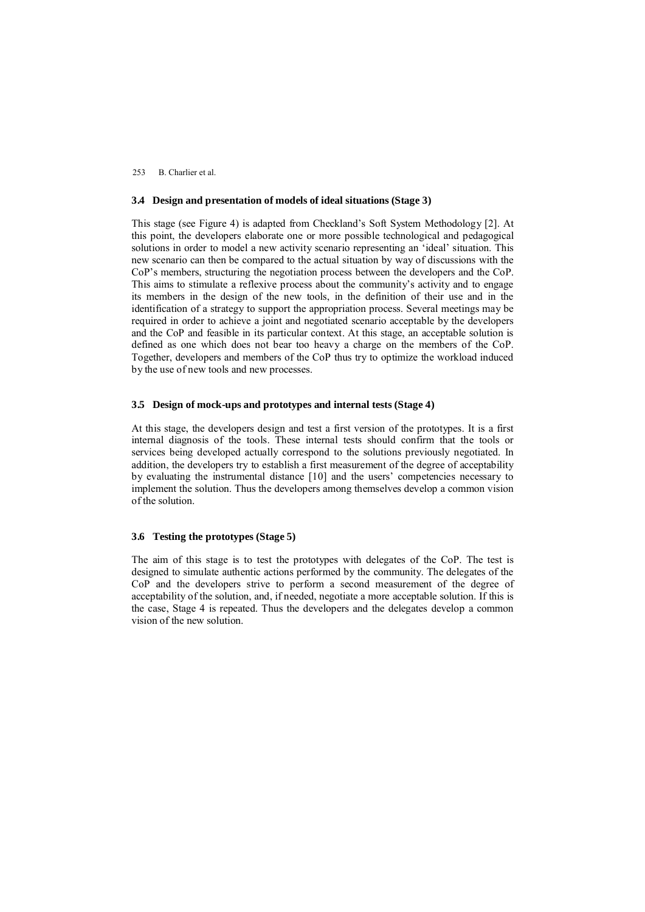### 3.4 Design and presentation of models of ideal situations (Stage 3)

This stage (see Figure 4) is adapted from Checkland's Soft System Methodology [2]. At this point, the developers elaborate one or more possible technological and pedagogical solutions in order to model a new activity scenario representing an 'ideal' situation. This new scenario can then be compared to the actual situation by way of discussions with the CoP's members, structuring the negotiation process between the developers and the CoP. This aims to stimulate a reflexive process about the community's activity and to engage its members in the design of the new tools, in the definition of their use and in the identification of a strategy to support the appropriation process. Several meetings may be required in order to achieve a joint and negotiated scenario acceptable by the developers and the CoP and feasible in its particular context. At this stage, an acceptable solution is defined as one which does not bear too heavy a charge on the members of the CoP. Together, developers and members of the CoP thus try to optimize the workload induced by the use of new tools and new processes.

### 3.5 Design of mock-ups and prototypes and internal tests (Stage 4)

At this stage, the developers design and test a first version of the prototypes. It is a first internal diagnosis of the tools. These internal tests should confirm that the tools or services being developed actually correspond to the solutions previously negotiated. In addition, the developers try to establish a first measurement of the degree of acceptability by evaluating the instrumental distance [10] and the users' competencies necessary to implement the solution. Thus the developers among themselves develop a common vision of the solution.

### 3.6 Testing the prototypes (Stage 5)

The aim of this stage is to test the prototypes with delegates of the CoP. The test is designed to simulate authentic actions performed by the community. The delegates of the CoP and the developers strive to perform a second measurement of the degree of acceptability of the solution, and, if needed, negotiate a more acceptable solution. If this is the case, Stage 4 is repeated. Thus the developers and the delegates develop a common vision of the new solution.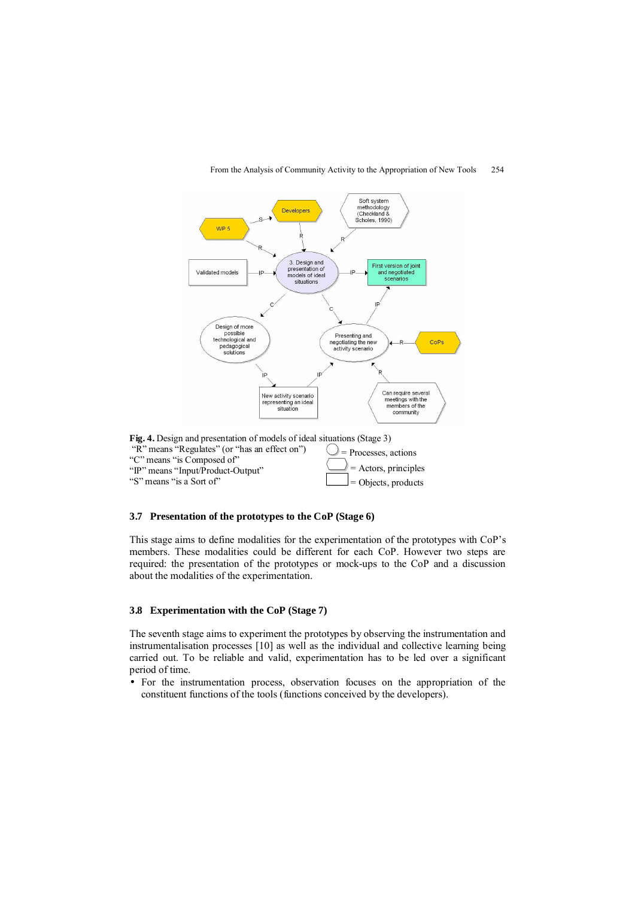**Fig. 4.** Design and presentation of models of ideal situations (Stage 3)

"R" means "Regulates" (or "has an effect on")

"C" means "is Composed of"

"IP" means "Input/Product-Output"

"S" means "is a Sort of"

◯ = Processes, actions

⬭ = Actors, principles

▭ = Objects, products

### 3.7 Presentation of the prototypes to the CoP (Stage 6)

This stage aims to define modalities for the experimentation of the prototypes with CoP's members. These modalities could be different for each CoP. However two steps are required: the presentation of the prototypes or mock-ups to the CoP and a discussion about the modalities of the experimentation.

### 3.8 Experimentation with the CoP (Stage 7)

The seventh stage aims to experiment the prototypes by observing the instrumentation and instrumentalisation processes [10] as well as the individual and collective learning being carried out. To be reliable and valid, experimentation has to be led over a significant period of time.

- For the instrumentation process, observation focuses on the appropriation of the constituent functions of the tools (functions conceived by the developers).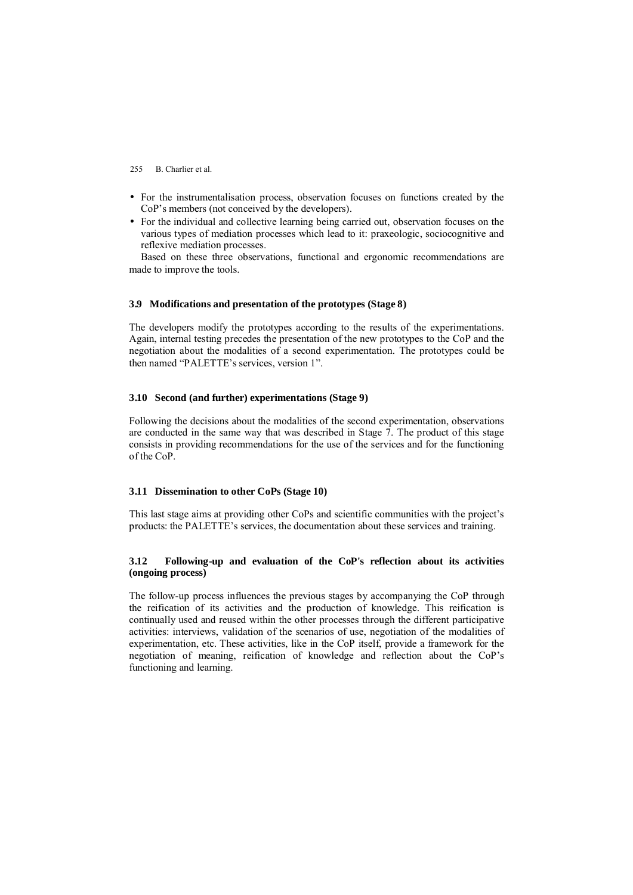- For the instrumentalisation process, observation focuses on functions created by the CoP's members (not conceived by the developers).
- For the individual and collective learning being carried out, observation focuses on the various types of mediation processes which lead to it: praxeologic, sociocognitive and reflexive mediation processes.

Based on these three observations, functional and ergonomic recommendations are made to improve the tools.

### 3.9 Modifications and presentation of the prototypes (Stage 8)

The developers modify the prototypes according to the results of the experimentations. Again, internal testing precedes the presentation of the new prototypes to the CoP and the negotiation about the modalities of a second experimentation. The prototypes could be then named "PALETTE's services, version 1".

### 3.10 Second (and further) experimentations (Stage 9)

Following the decisions about the modalities of the second experimentation, observations are conducted in the same way that was described in Stage 7. The product of this stage consists in providing recommendations for the use of the services and for the functioning of the CoP.

### 3.11 Dissemination to other CoPs (Stage 10)

This last stage aims at providing other CoPs and scientific communities with the project's products: the PALETTE's services, the documentation about these services and training.

### 3.12 Following-up and evaluation of the CoP's reflection about its activities (ongoing process)

The follow-up process influences the previous stages by accompanying the CoP through the reification of its activities and the production of knowledge. This reification is continually used and reused within the other processes through the different participative activities: interviews, validation of the scenarios of use, negotiation of the modalities of experimentation, etc. These activities, like in the CoP itself, provide a framework for the negotiation of meaning, reification of knowledge and reflection about the CoP's functioning and learning.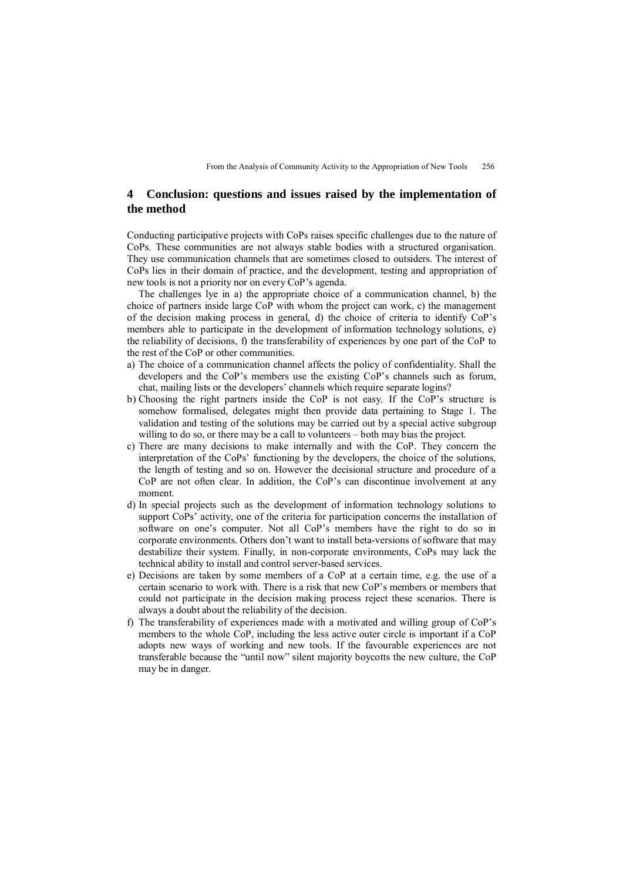## 4 Conclusion: questions and issues raised by the implementation of the method

Conducting participative projects with CoPs raises specific challenges due to the nature of CoPs. These communities are not always stable bodies with a structured organisation. They use communication channels that are sometimes closed to outsiders. The interest of CoPs lies in their domain of practice, and the development, testing and appropriation of new tools is not a priority nor on every CoP's agenda.

The challenges lye in a) the appropriate choice of a communication channel, b) the choice of partners inside large CoP with whom the project can work, c) the management of the decision making process in general, d) the choice of criteria to identify CoP's members able to participate in the development of information technology solutions, e) the reliability of decisions, f) the transferability of experiences by one part of the CoP to the rest of the CoP or other communities.

a) The choice of a communication channel affects the policy of confidentiality. Shall the developers and the CoP's members use the existing CoP's channels such as forum, chat, mailing lists or the developers' channels which require separate logins?
b) Choosing the right partners inside the CoP is not easy. If the CoP's structure is somehow formalised, delegates might then provide data pertaining to Stage 1. The validation and testing of the solutions may be carried out by a special active subgroup willing to do so, or there may be a call to volunteers – both may bias the project.
c) There are many decisions to make internally and with the CoP. They concern the interpretation of the CoPs' functioning by the developers, the choice of the solutions, the length of testing and so on. However the decisional structure and procedure of a CoP are not often clear. In addition, the CoP's can discontinue involvement at any moment.
d) In special projects such as the development of information technology solutions to support CoPs' activity, one of the criteria for participation concerns the installation of software on one's computer. Not all CoP's members have the right to do so in corporate environments. Others don't want to install beta-versions of software that may destabilize their system. Finally, in non-corporate environments, CoPs may lack the technical ability to install and control server-based services.
e) Decisions are taken by some members of a CoP at a certain time, e.g. the use of a certain scenario to work with. There is a risk that new CoP's members or members that could not participate in the decision making process reject these scenarios. There is always a doubt about the reliability of the decision.
f) The transferability of experiences made with a motivated and willing group of CoP's members to the whole CoP, including the less active outer circle is important if a CoP adopts new ways of working and new tools. If the favourable experiences are not transferable because the "until now" silent majority boycotts the new culture, the CoP may be in danger.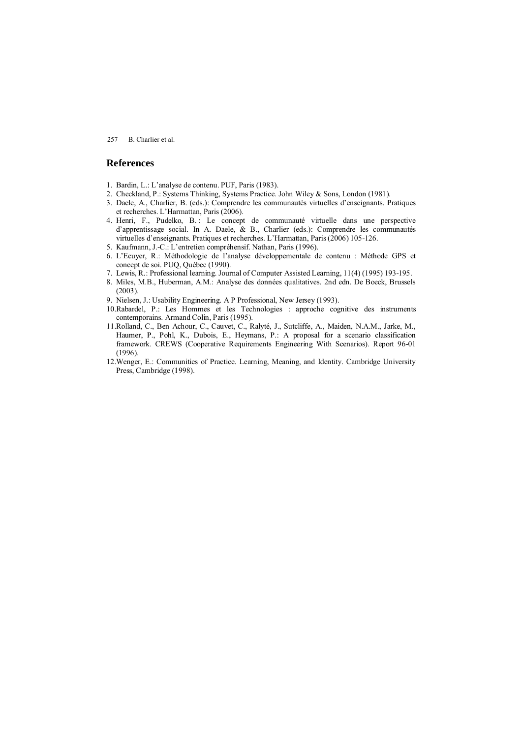## References

1. Bardin, L.: L'analyse de contenu. PUF, Paris (1983).
2. Checkland, P.: Systems Thinking, Systems Practice. John Wiley & Sons, London (1981).
3. Daele, A., Charlier, B. (eds.): Comprendre les communautés virtuelles d'enseignants. Pratiques et recherches. L'Harmattan, Paris (2006).
4. Henri, F., Pudelko, B. : Le concept de communauté virtuelle dans une perspective d'apprentissage social. In A. Daele, & B., Charlier (eds.): Comprendre les communautés virtuelles d'enseignants. Pratiques et recherches. L'Harmattan, Paris (2006) 105-126.
5. Kaufmann, J.-C.: L'entretien compréhensif. Nathan, Paris (1996).
6. L'Ecuyer, R.: Méthodologie de l'analyse développementale de contenu : Méthode GPS et concept de soi. PUQ, Québec (1990).
7. Lewis, R.: Professional learning. Journal of Computer Assisted Learning, 11(4) (1995) 193-195.
8. Miles, M.B., Huberman, A.M.: Analyse des données qualitatives. 2nd edn. De Boeck, Brussels (2003).
9. Nielsen, J.: Usability Engineering. A P Professional, New Jersey (1993).
10. Rabardel, P.: Les Hommes et les Technologies : approche cognitive des instruments contemporains. Armand Colin, Paris (1995).
11. Rolland, C., Ben Achour, C., Cauvet, C., Ralyté, J., Sutcliffe, A., Maiden, N.A.M., Jarke, M., Haumer, P., Pohl, K., Dubois, E., Heymans, P.: A proposal for a scenario classification framework. CREWS (Cooperative Requirements Engineering With Scenarios). Report 96-01 (1996).
12. Wenger, E.: Communities of Practice. Learning, Meaning, and Identity. Cambridge University Press, Cambridge (1998).